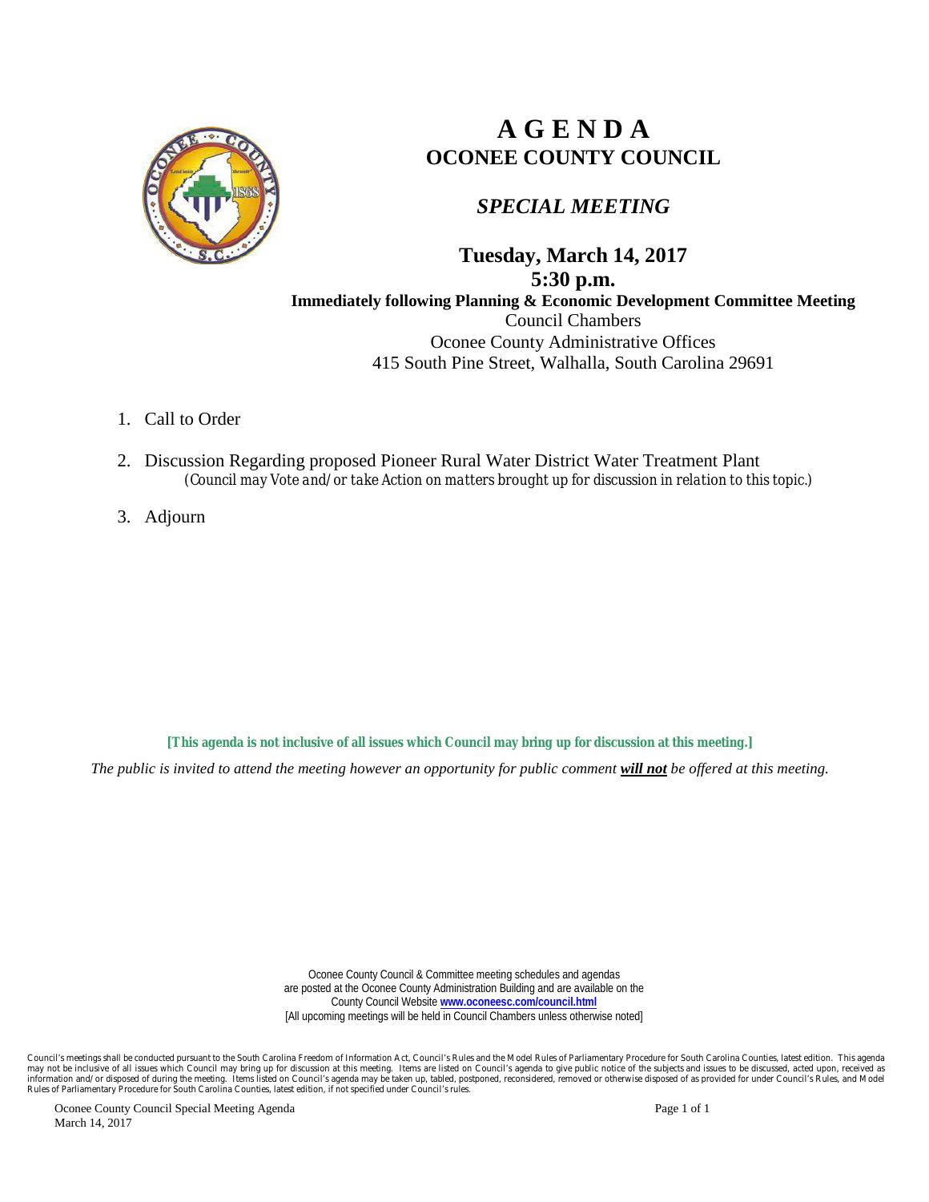# A G E N D A

## OCONEE COUNTY COUNCIL

### *SPECIAL MEETING*

**Tuesday, March 14, 2017**

**5:30 p.m.**

**Immediately following Planning & Economic Development Committee Meeting**

Council Chambers

Oconee County Administrative Offices

415 South Pine Street, Walhalla, South Carolina 29691

1. Call to Order

2. Discussion Regarding proposed Pioneer Rural Water District Water Treatment Plant
   *(Council may Vote and/or take Action on matters brought up for discussion in relation to this topic.)*

3. Adjourn

**[This agenda is not inclusive of all issues which Council may bring up for discussion at this meeting.]**

*The public is invited to attend the meeting however an opportunity for public comment* ***will not*** *be offered at this meeting.*

Oconee County Council & Committee meeting schedules and agendas are posted at the Oconee County Administration Building and are available on the County Council Website **www.oconeesc.com/council.html**
[All upcoming meetings will be held in Council Chambers unless otherwise noted]

Council's meetings shall be conducted pursuant to the South Carolina Freedom of Information Act, Council's Rules and the Model Rules of Parliamentary Procedure for South Carolina Counties, latest edition. This agenda may not be inclusive of all issues which Council may bring up for discussion at this meeting. Items are listed on Council's agenda to give public notice of the subjects and issues to be discussed, acted upon, received as information and/or disposed of during the meeting. Items listed on Council's agenda may be taken up, tabled, postponed, reconsidered, removed or otherwise disposed of as provided for under Council's Rules, and Model Rules of Parliamentary Procedure for South Carolina Counties, latest edition, if not specified under Council's rules.

Oconee County Council Special Meeting Agenda
March 14, 2017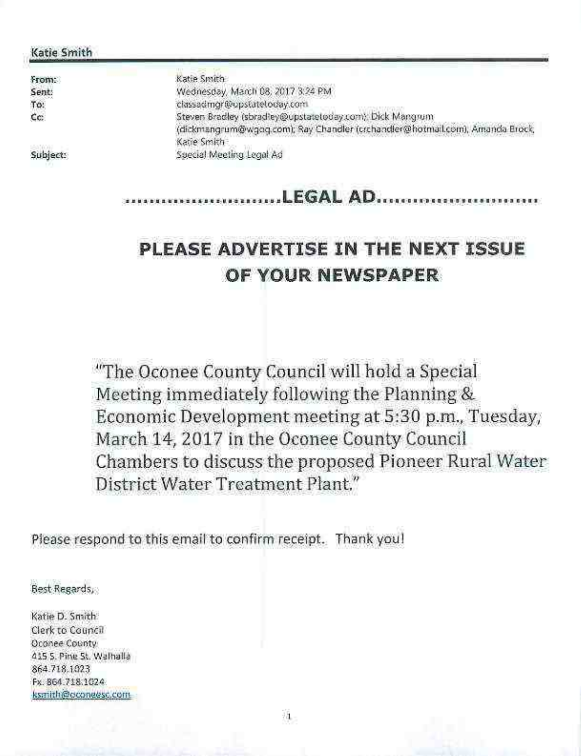**Katie Smith**

---

**From:** Katie Smith
**Sent:** Wednesday, March 08, 2017 3:24 PM
**To:** classadmgr@upstatetoday.com
**Cc:** Steven Bradley (sbradley@upstatetoday.com); Dick Mangrum (dickmangrum@wgog.com); Ray Chandler (crchandler@hotmail.com); Amanda Brock; Katie Smith
**Subject:** Special Meeting Legal Ad

## ........................LEGAL AD........................

## PLEASE ADVERTISE IN THE NEXT ISSUE OF YOUR NEWSPAPER

"The Oconee County Council will hold a Special Meeting immediately following the Planning & Economic Development meeting at 5:30 p.m., Tuesday, March 14, 2017 in the Oconee County Council Chambers to discuss the proposed Pioneer Rural Water District Water Treatment Plant."

Please respond to this email to confirm receipt. Thank you!

Best Regards,

Katie D. Smith
Clerk to Council
Oconee County
415 S. Pine St. Walhalla
864.718.1023
Fx. 864.718.1024
ksmith@oconeesc.com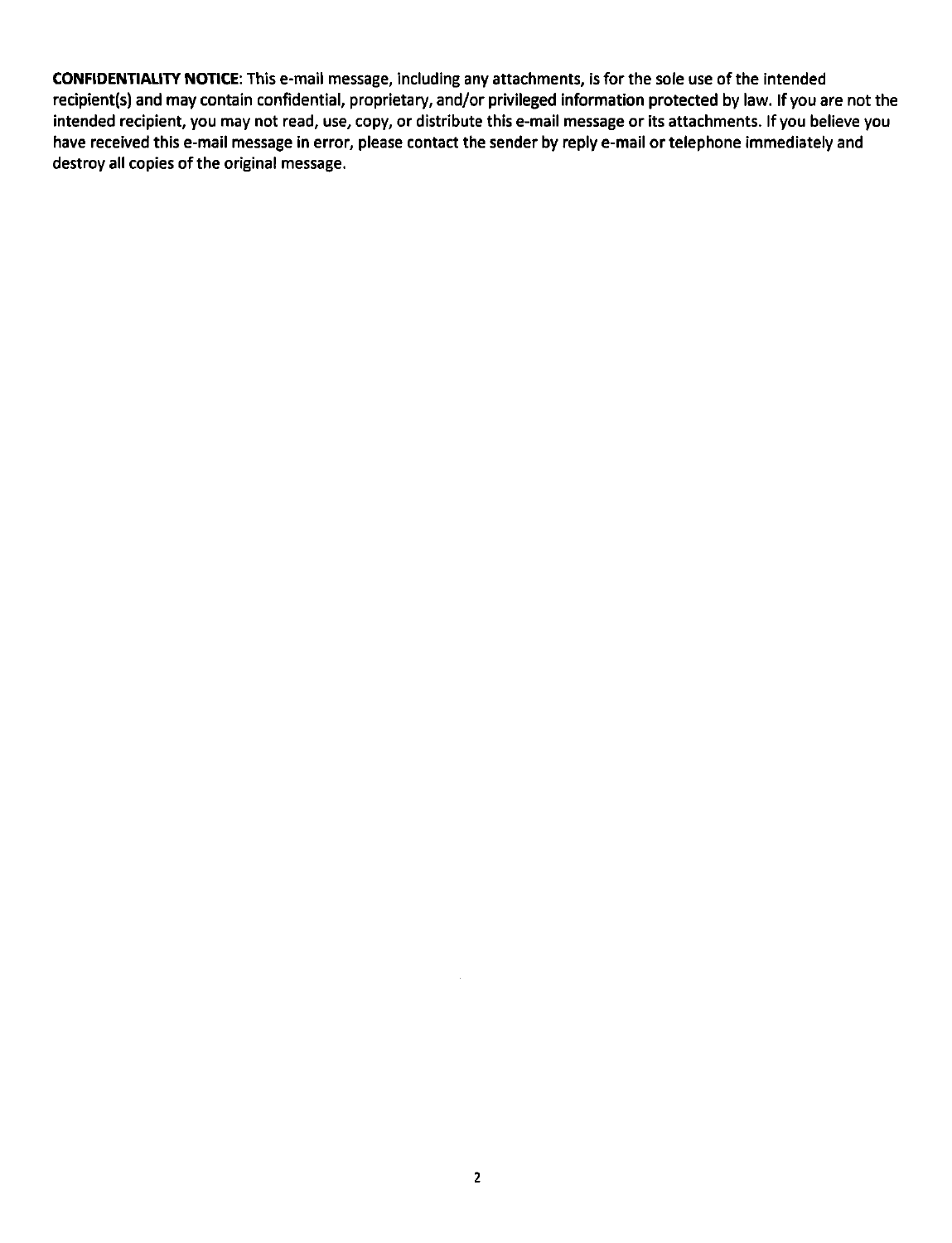**CONFIDENTIALITY NOTICE**: This e-mail message, including any attachments, is for the sole use of the intended recipient(s) and may contain confidential, proprietary, and/or privileged information protected by law. If you are not the intended recipient, you may not read, use, copy, or distribute this e-mail message or its attachments. If you believe you have received this e-mail message in error, please contact the sender by reply e-mail or telephone immediately and destroy all copies of the original message.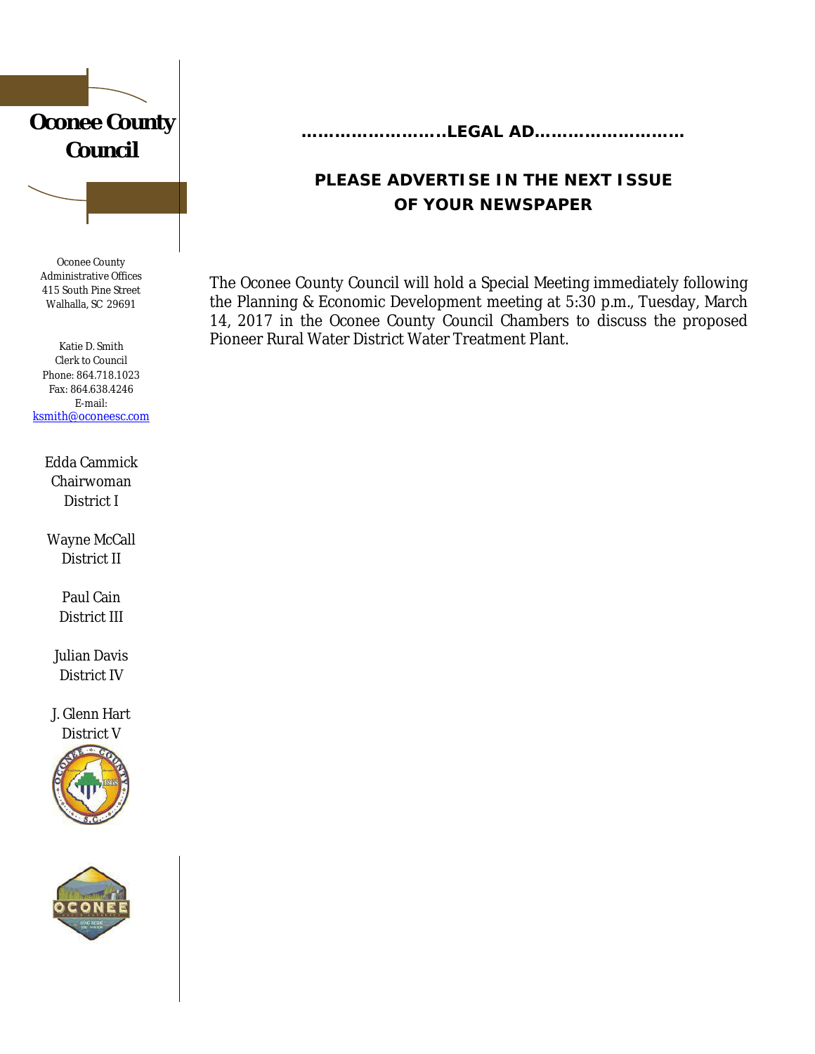# Oconee County Council

Oconee County
Administrative Offices
415 South Pine Street
Walhalla, SC 29691

Katie D. Smith
Clerk to Council
Phone: 864.718.1023
Fax: 864.638.4246
E-mail:
ksmith@oconeesc.com

Edda Cammick
Chairwoman
District I

Wayne McCall
District II

Paul Cain
District III

Julian Davis
District IV

J. Glenn Hart
District V

**……………………..LEGAL AD……………………..**

**PLEASE ADVERTISE IN THE NEXT ISSUE OF YOUR NEWSPAPER**

The Oconee County Council will hold a Special Meeting immediately following the Planning & Economic Development meeting at 5:30 p.m., Tuesday, March 14, 2017 in the Oconee County Council Chambers to discuss the proposed Pioneer Rural Water District Water Treatment Plant.